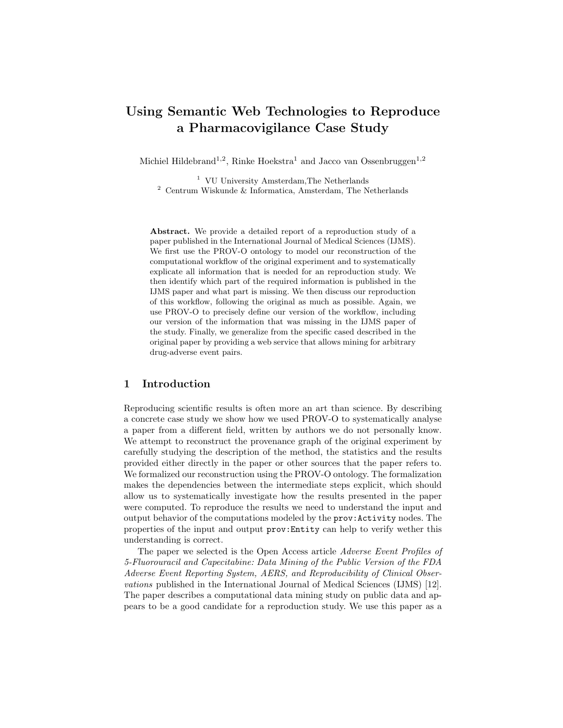# Using Semantic Web Technologies to Reproduce a Pharmacovigilance Case Study

Michiel Hildebrand[1,2], Rinke Hoekstra[1] and Jacco van Ossenbruggen[1,2]

[1] VU University Amsterdam,The Netherlands
[2] Centrum Wiskunde & Informatica, Amsterdam, The Netherlands

**Abstract.** We provide a detailed report of a reproduction study of a paper published in the International Journal of Medical Sciences (IJMS). We first use the PROV-O ontology to model our reconstruction of the computational workflow of the original experiment and to systematically explicate all information that is needed for an reproduction study. We then identify which part of the required information is published in the IJMS paper and what part is missing. We then discuss our reproduction of this workflow, following the original as much as possible. Again, we use PROV-O to precisely define our version of the workflow, including our version of the information that was missing in the IJMS paper of the study. Finally, we generalize from the specific cased described in the original paper by providing a web service that allows mining for arbitrary drug-adverse event pairs.

## 1 Introduction

Reproducing scientific results is often more an art than science. By describing a concrete case study we show how we used PROV-O to systematically analyse a paper from a different field, written by authors we do not personally know. We attempt to reconstruct the provenance graph of the original experiment by carefully studying the description of the method, the statistics and the results provided either directly in the paper or other sources that the paper refers to. We formalized our reconstruction using the PROV-O ontology. The formalization makes the dependencies between the intermediate steps explicit, which should allow us to systematically investigate how the results presented in the paper were computed. To reproduce the results we need to understand the input and output behavior of the computations modeled by the `prov:Activity` nodes. The properties of the input and output `prov:Entity` can help to verify wether this understanding is correct.

The paper we selected is the Open Access article *Adverse Event Profiles of 5-Fluorouracil and Capecitabine: Data Mining of the Public Version of the FDA Adverse Event Reporting System, AERS, and Reproducibility of Clinical Observations* published in the International Journal of Medical Sciences (IJMS) [12]. The paper describes a computational data mining study on public data and appears to be a good candidate for a reproduction study. We use this paper as a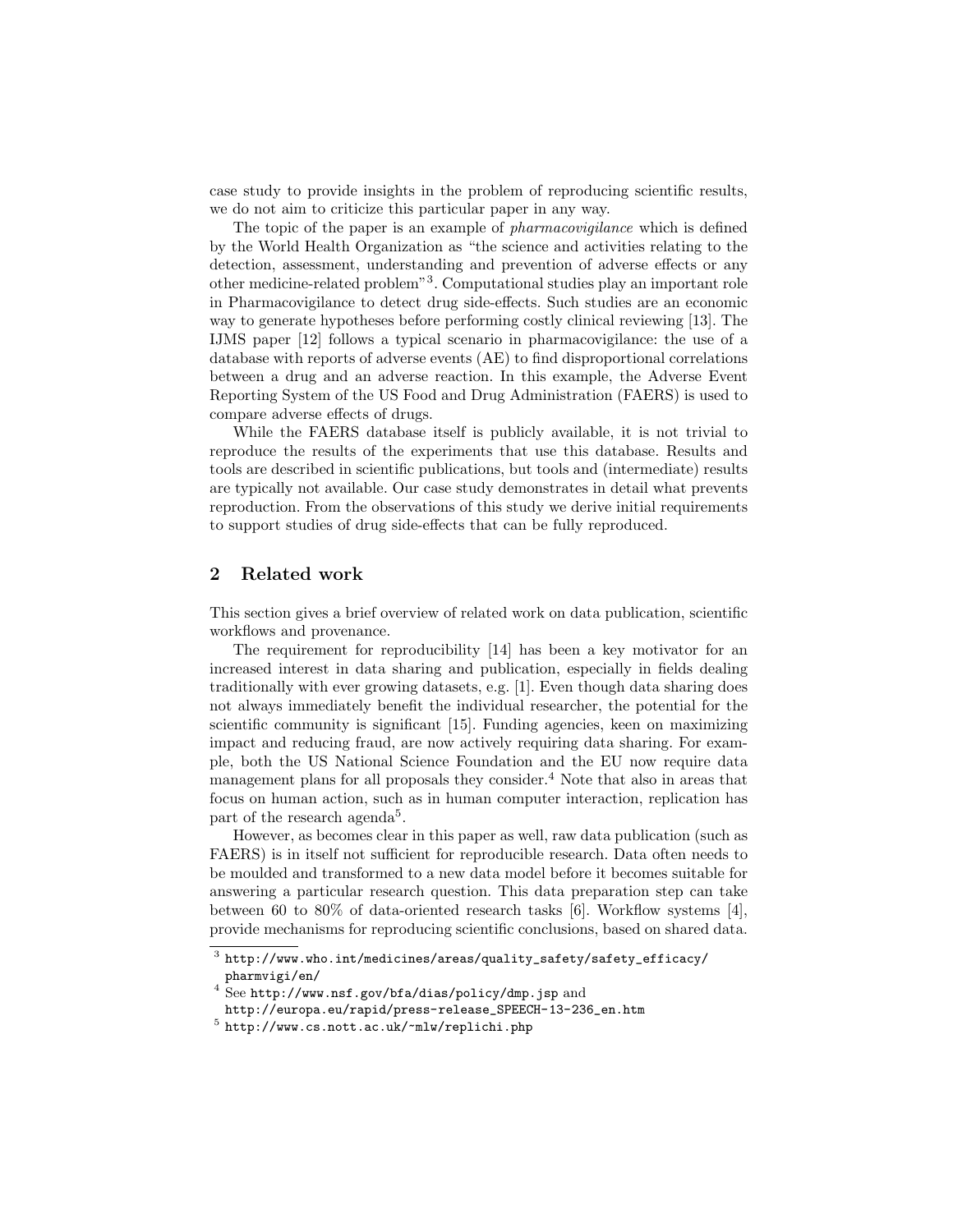case study to provide insights in the problem of reproducing scientific results, we do not aim to criticize this particular paper in any way.

The topic of the paper is an example of *pharmacovigilance* which is defined by the World Health Organization as "the science and activities relating to the detection, assessment, understanding and prevention of adverse effects or any other medicine-related problem"[3]. Computational studies play an important role in Pharmacovigilance to detect drug side-effects. Such studies are an economic way to generate hypotheses before performing costly clinical reviewing [13]. The IJMS paper [12] follows a typical scenario in pharmacovigilance: the use of a database with reports of adverse events (AE) to find disproportional correlations between a drug and an adverse reaction. In this example, the Adverse Event Reporting System of the US Food and Drug Administration (FAERS) is used to compare adverse effects of drugs.

While the FAERS database itself is publicly available, it is not trivial to reproduce the results of the experiments that use this database. Results and tools are described in scientific publications, but tools and (intermediate) results are typically not available. Our case study demonstrates in detail what prevents reproduction. From the observations of this study we derive initial requirements to support studies of drug side-effects that can be fully reproduced.

## 2 Related work

This section gives a brief overview of related work on data publication, scientific workflows and provenance.

The requirement for reproducibility [14] has been a key motivator for an increased interest in data sharing and publication, especially in fields dealing traditionally with ever growing datasets, e.g. [1]. Even though data sharing does not always immediately benefit the individual researcher, the potential for the scientific community is significant [15]. Funding agencies, keen on maximizing impact and reducing fraud, are now actively requiring data sharing. For example, both the US National Science Foundation and the EU now require data management plans for all proposals they consider.[4] Note that also in areas that focus on human action, such as in human computer interaction, replication has part of the research agenda[5].

However, as becomes clear in this paper as well, raw data publication (such as FAERS) is in itself not sufficient for reproducible research. Data often needs to be moulded and transformed to a new data model before it becomes suitable for answering a particular research question. This data preparation step can take between 60 to 80% of data-oriented research tasks [6]. Workflow systems [4], provide mechanisms for reproducing scientific conclusions, based on shared data.

---

[3] http://www.who.int/medicines/areas/quality_safety/safety_efficacy/pharmvigi/en/

[4] See http://www.nsf.gov/bfa/dias/policy/dmp.jsp and http://europa.eu/rapid/press-release_SPEECH-13-236_en.htm

[5] http://www.cs.nott.ac.uk/~mlw/replichi.php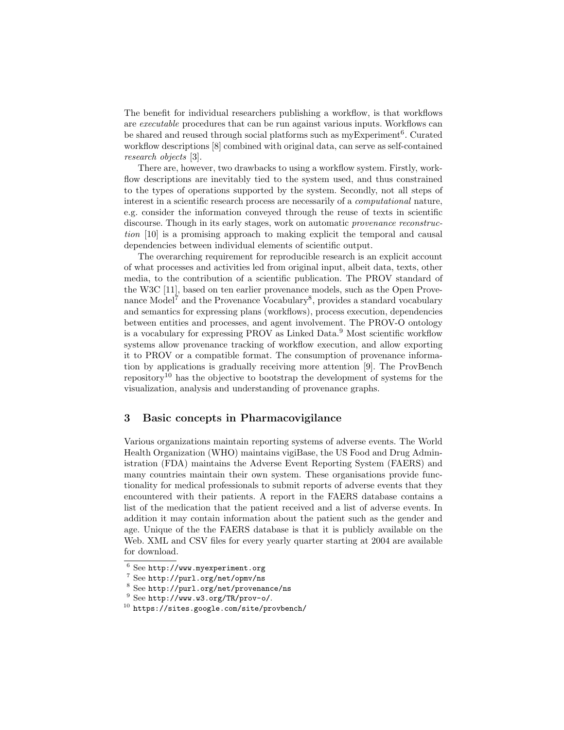The benefit for individual researchers publishing a workflow, is that workflows are *executable* procedures that can be run against various inputs. Workflows can be shared and reused through social platforms such as myExperiment[6]. Curated workflow descriptions [8] combined with original data, can serve as self-contained *research objects* [3].

There are, however, two drawbacks to using a workflow system. Firstly, workflow descriptions are inevitably tied to the system used, and thus constrained to the types of operations supported by the system. Secondly, not all steps of interest in a scientific research process are necessarily of a *computational* nature, e.g. consider the information conveyed through the reuse of texts in scientific discourse. Though in its early stages, work on automatic *provenance reconstruction* [10] is a promising approach to making explicit the temporal and causal dependencies between individual elements of scientific output.

The overarching requirement for reproducible research is an explicit account of what processes and activities led from original input, albeit data, texts, other media, to the contribution of a scientific publication. The PROV standard of the W3C [11], based on ten earlier provenance models, such as the Open Provenance Model[7] and the Provenance Vocabulary[8], provides a standard vocabulary and semantics for expressing plans (workflows), process execution, dependencies between entities and processes, and agent involvement. The PROV-O ontology is a vocabulary for expressing PROV as Linked Data.[9] Most scientific workflow systems allow provenance tracking of workflow execution, and allow exporting it to PROV or a compatible format. The consumption of provenance information by applications is gradually receiving more attention [9]. The ProvBench repository[10] has the objective to bootstrap the development of systems for the visualization, analysis and understanding of provenance graphs.

## 3 Basic concepts in Pharmacovigilance

Various organizations maintain reporting systems of adverse events. The World Health Organization (WHO) maintains vigiBase, the US Food and Drug Administration (FDA) maintains the Adverse Event Reporting System (FAERS) and many countries maintain their own system. These organisations provide functionality for medical professionals to submit reports of adverse events that they encountered with their patients. A report in the FAERS database contains a list of the medication that the patient received and a list of adverse events. In addition it may contain information about the patient such as the gender and age. Unique of the the FAERS database is that it is publicly available on the Web. XML and CSV files for every yearly quarter starting at 2004 are available for download.

---

[6] See `http://www.myexperiment.org`

[7] See `http://purl.org/net/opmv/ns`

[8] See `http://purl.org/net/provenance/ns`

[9] See `http://www.w3.org/TR/prov-o/`.

[10] `https://sites.google.com/site/provbench/`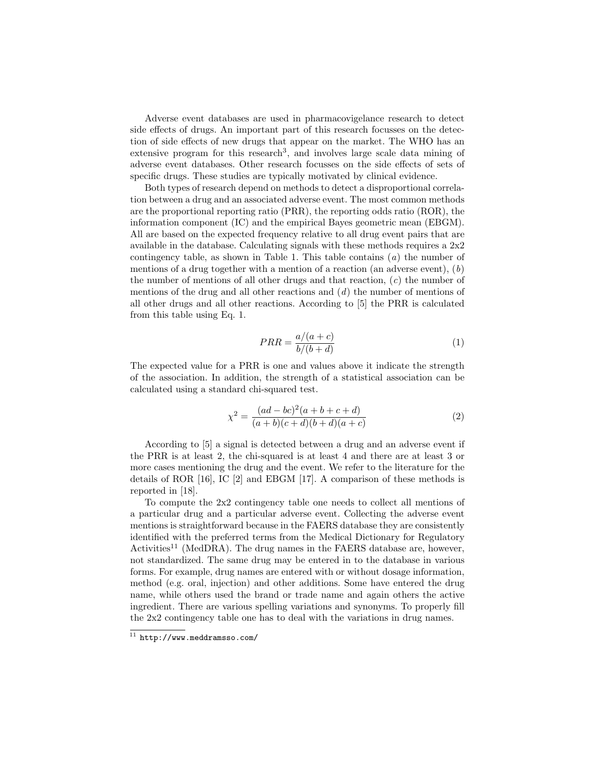Adverse event databases are used in pharmacovigelance research to detect side effects of drugs. An important part of this research focusses on the detection of side effects of new drugs that appear on the market. The WHO has an extensive program for this research[3], and involves large scale data mining of adverse event databases. Other research focusses on the side effects of sets of specific drugs. These studies are typically motivated by clinical evidence.

Both types of research depend on methods to detect a disproportional correlation between a drug and an associated adverse event. The most common methods are the proportional reporting ratio (PRR), the reporting odds ratio (ROR), the information component (IC) and the empirical Bayes geometric mean (EBGM). All are based on the expected frequency relative to all drug event pairs that are available in the database. Calculating signals with these methods requires a 2x2 contingency table, as shown in Table 1. This table contains ($a$) the number of mentions of a drug together with a mention of a reaction (an adverse event), ($b$) the number of mentions of all other drugs and that reaction, ($c$) the number of mentions of the drug and all other reactions and ($d$) the number of mentions of all other drugs and all other reactions. According to [5] the PRR is calculated from this table using Eq. 1.

$$PRR = \frac{a/(a+c)}{b/(b+d)} \tag{1}$$

The expected value for a PRR is one and values above it indicate the strength of the association. In addition, the strength of a statistical association can be calculated using a standard chi-squared test.

$$\chi^2 = \frac{(ad - bc)^2(a+b+c+d)}{(a+b)(c+d)(b+d)(a+c)} \tag{2}$$

According to [5] a signal is detected between a drug and an adverse event if the PRR is at least 2, the chi-squared is at least 4 and there are at least 3 or more cases mentioning the drug and the event. We refer to the literature for the details of ROR [16], IC [2] and EBGM [17]. A comparison of these methods is reported in [18].

To compute the 2x2 contingency table one needs to collect all mentions of a particular drug and a particular adverse event. Collecting the adverse event mentions is straightforward because in the FAERS database they are consistently identified with the preferred terms from the Medical Dictionary for Regulatory Activities[11] (MedDRA). The drug names in the FAERS database are, however, not standardized. The same drug may be entered in to the database in various forms. For example, drug names are entered with or without dosage information, method (e.g. oral, injection) and other additions. Some have entered the drug name, while others used the brand or trade name and again others the active ingredient. There are various spelling variations and synonyms. To properly fill the 2x2 contingency table one has to deal with the variations in drug names.

[11] http://www.meddramsso.com/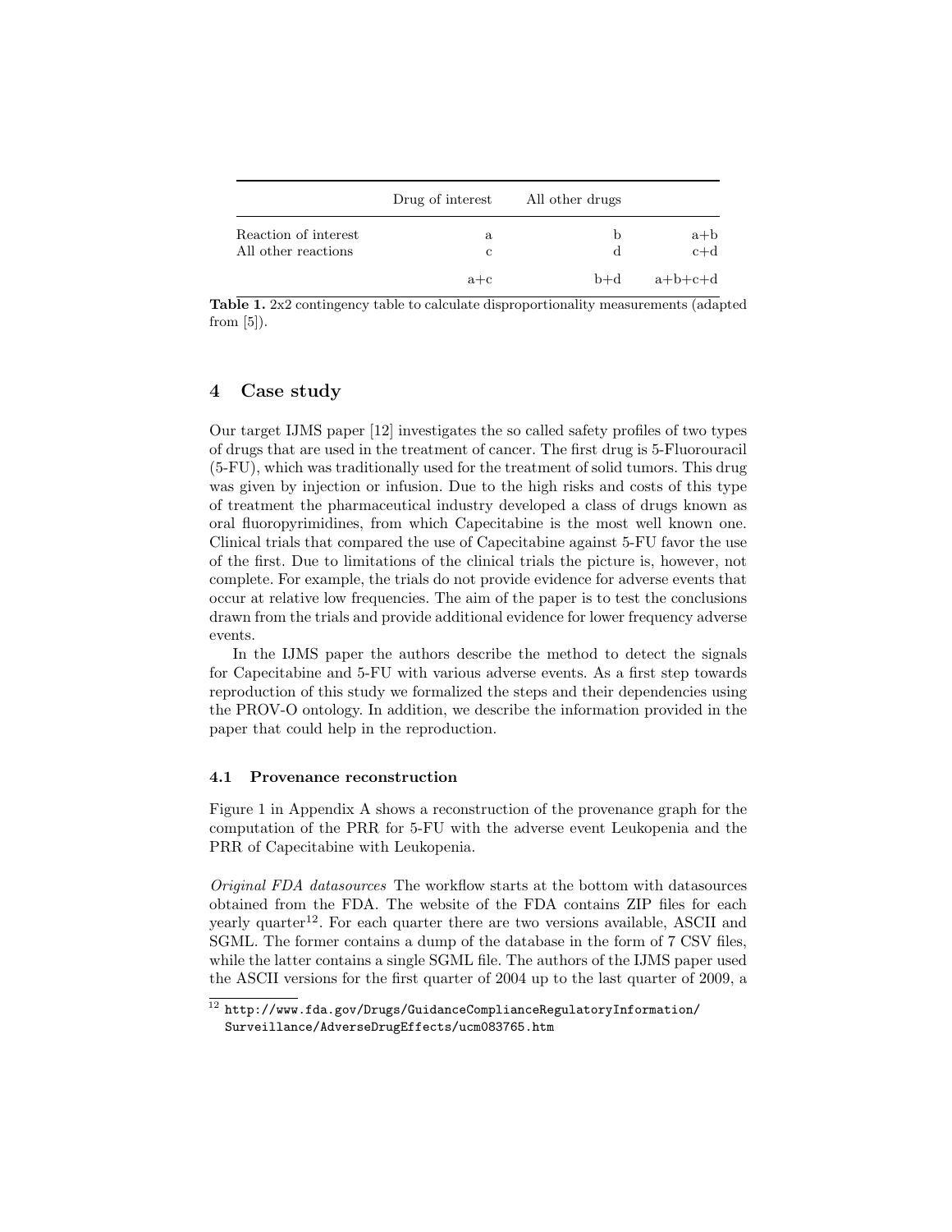| | Drug of interest | All other drugs | |
|---|---|---|---|
| Reaction of interest | a | b | a+b |
| All other reactions | c | d | c+d |
| | a+c | b+d | a+b+c+d |

**Table 1.** 2x2 contingency table to calculate disproportionality measurements (adapted from [5]).

## 4 Case study

Our target IJMS paper [12] investigates the so called safety profiles of two types of drugs that are used in the treatment of cancer. The first drug is 5-Fluorouracil (5-FU), which was traditionally used for the treatment of solid tumors. This drug was given by injection or infusion. Due to the high risks and costs of this type of treatment the pharmaceutical industry developed a class of drugs known as oral fluoropyrimidines, from which Capecitabine is the most well known one. Clinical trials that compared the use of Capecitabine against 5-FU favor the use of the first. Due to limitations of the clinical trials the picture is, however, not complete. For example, the trials do not provide evidence for adverse events that occur at relative low frequencies. The aim of the paper is to test the conclusions drawn from the trials and provide additional evidence for lower frequency adverse events.

In the IJMS paper the authors describe the method to detect the signals for Capecitabine and 5-FU with various adverse events. As a first step towards reproduction of this study we formalized the steps and their dependencies using the PROV-O ontology. In addition, we describe the information provided in the paper that could help in the reproduction.

### 4.1 Provenance reconstruction

Figure 1 in Appendix A shows a reconstruction of the provenance graph for the computation of the PRR for 5-FU with the adverse event Leukopenia and the PRR of Capecitabine with Leukopenia.

*Original FDA datasources* The workflow starts at the bottom with datasources obtained from the FDA. The website of the FDA contains ZIP files for each yearly quarter[12]. For each quarter there are two versions available, ASCII and SGML. The former contains a dump of the database in the form of 7 CSV files, while the latter contains a single SGML file. The authors of the IJMS paper used the ASCII versions for the first quarter of 2004 up to the last quarter of 2009, a

[12] http://www.fda.gov/Drugs/GuidanceComplianceRegulatoryInformation/Surveillance/AdverseDrugEffects/ucm083765.htm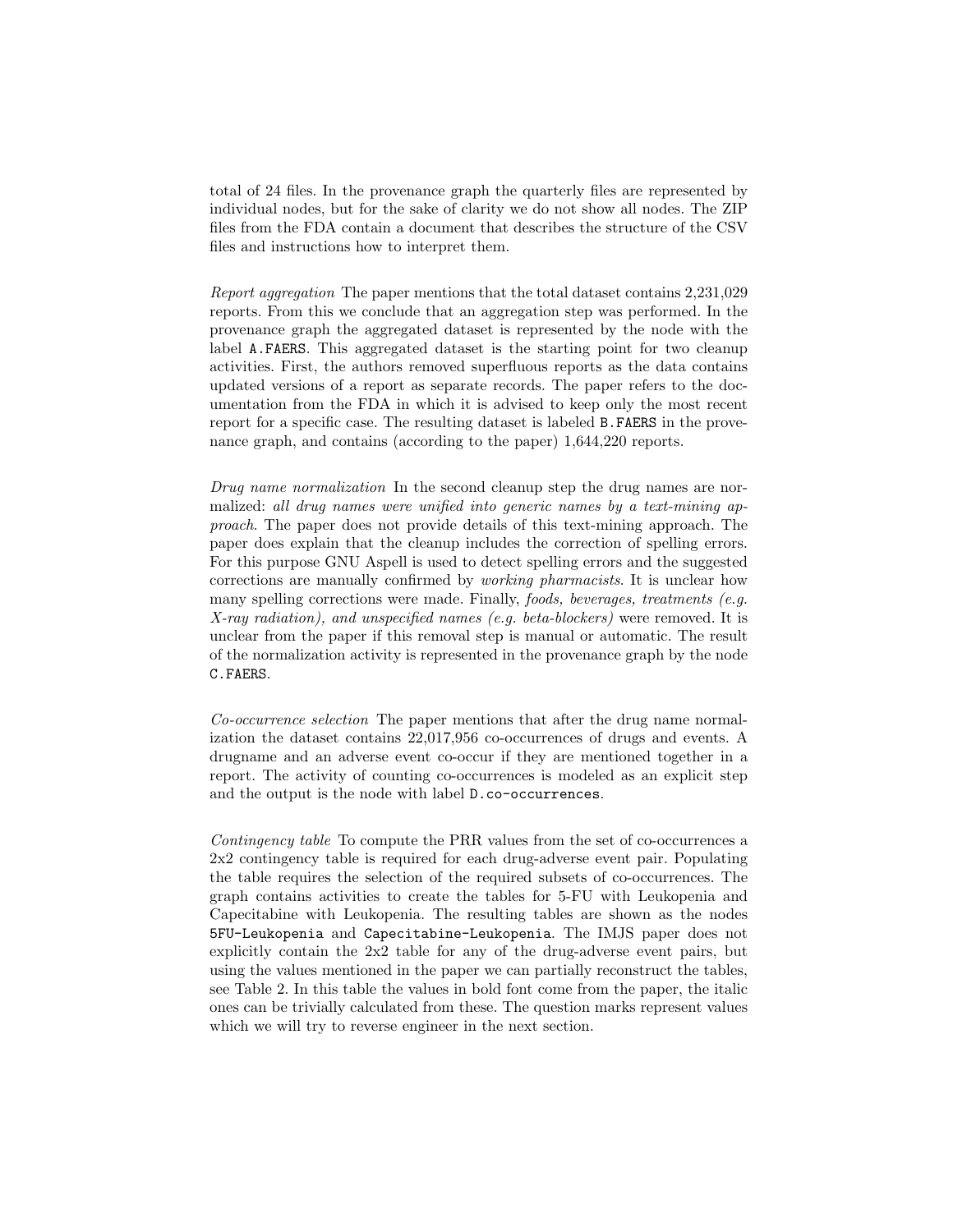total of 24 files. In the provenance graph the quarterly files are represented by individual nodes, but for the sake of clarity we do not show all nodes. The ZIP files from the FDA contain a document that describes the structure of the CSV files and instructions how to interpret them.

*Report aggregation* The paper mentions that the total dataset contains 2,231,029 reports. From this we conclude that an aggregation step was performed. In the provenance graph the aggregated dataset is represented by the node with the label `A.FAERS`. This aggregated dataset is the starting point for two cleanup activities. First, the authors removed superfluous reports as the data contains updated versions of a report as separate records. The paper refers to the documentation from the FDA in which it is advised to keep only the most recent report for a specific case. The resulting dataset is labeled `B.FAERS` in the provenance graph, and contains (according to the paper) 1,644,220 reports.

*Drug name normalization* In the second cleanup step the drug names are normalized: *all drug names were unified into generic names by a text-mining approach*. The paper does not provide details of this text-mining approach. The paper does explain that the cleanup includes the correction of spelling errors. For this purpose GNU Aspell is used to detect spelling errors and the suggested corrections are manually confirmed by *working pharmacists*. It is unclear how many spelling corrections were made. Finally, *foods, beverages, treatments (e.g. X-ray radiation), and unspecified names (e.g. beta-blockers)* were removed. It is unclear from the paper if this removal step is manual or automatic. The result of the normalization activity is represented in the provenance graph by the node `C.FAERS`.

*Co-occurrence selection* The paper mentions that after the drug name normalization the dataset contains 22,017,956 co-occurrences of drugs and events. A drugname and an adverse event co-occur if they are mentioned together in a report. The activity of counting co-occurrences is modeled as an explicit step and the output is the node with label `D.co-occurrences`.

*Contingency table* To compute the PRR values from the set of co-occurrences a 2x2 contingency table is required for each drug-adverse event pair. Populating the table requires the selection of the required subsets of co-occurrences. The graph contains activities to create the tables for 5-FU with Leukopenia and Capecitabine with Leukopenia. The resulting tables are shown as the nodes `5FU-Leukopenia` and `Capecitabine-Leukopenia`. The IMJS paper does not explicitly contain the 2x2 table for any of the drug-adverse event pairs, but using the values mentioned in the paper we can partially reconstruct the tables, see Table 2. In this table the values in bold font come from the paper, the italic ones can be trivially calculated from these. The question marks represent values which we will try to reverse engineer in the next section.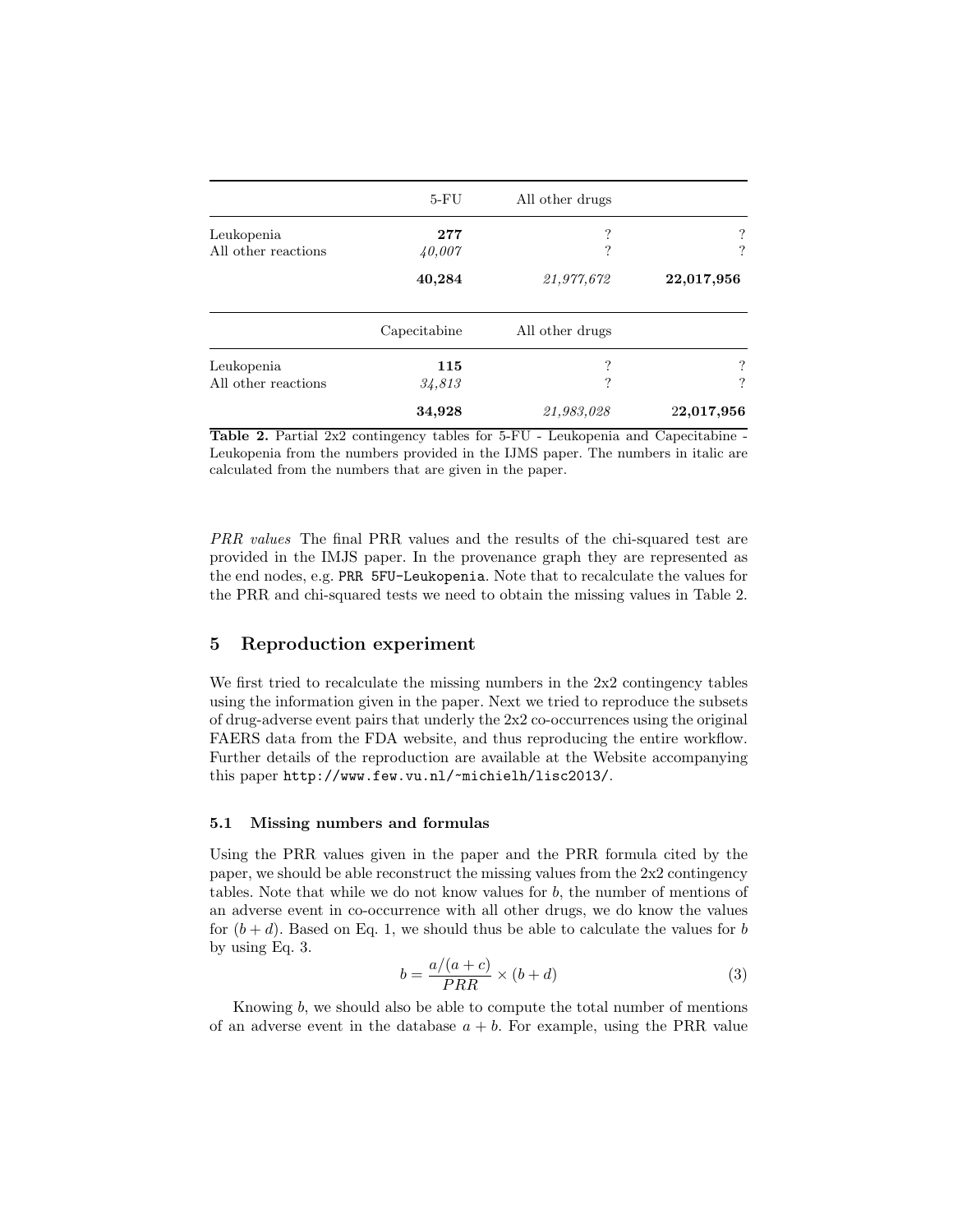| | 5-FU | All other drugs | |
|---|---|---|---|
| Leukopenia | **277** | ? | ? |
| All other reactions | *40,007* | ? | ? |
| | **40,284** | *21,977,672* | **22,017,956** |

| | Capecitabine | All other drugs | |
|---|---|---|---|
| Leukopenia | **115** | ? | ? |
| All other reactions | *34,813* | ? | ? |
| | **34,928** | *21,983,028* | **22,017,956** |

**Table 2.** Partial 2x2 contingency tables for 5-FU - Leukopenia and Capecitabine - Leukopenia from the numbers provided in the IJMS paper. The numbers in italic are calculated from the numbers that are given in the paper.

*PRR values* The final PRR values and the results of the chi-squared test are provided in the IMJS paper. In the provenance graph they are represented as the end nodes, e.g. `PRR 5FU-Leukopenia`. Note that to recalculate the values for the PRR and chi-squared tests we need to obtain the missing values in Table 2.

## 5 Reproduction experiment

We first tried to recalculate the missing numbers in the 2x2 contingency tables using the information given in the paper. Next we tried to reproduce the subsets of drug-adverse event pairs that underly the 2x2 co-occurrences using the original FAERS data from the FDA website, and thus reproducing the entire workflow. Further details of the reproduction are available at the Website accompanying this paper `http://www.few.vu.nl/~michielh/lisc2013/`.

### 5.1 Missing numbers and formulas

Using the PRR values given in the paper and the PRR formula cited by the paper, we should be able reconstruct the missing values from the 2x2 contingency tables. Note that while we do not know values for $b$, the number of mentions of an adverse event in co-occurrence with all other drugs, we do know the values for $(b + d)$. Based on Eq. 1, we should thus be able to calculate the values for $b$ by using Eq. 3.

$$b = \frac{a/(a + c)}{PRR} \times (b + d) \tag{3}$$

Knowing $b$, we should also be able to compute the total number of mentions of an adverse event in the database $a + b$. For example, using the PRR value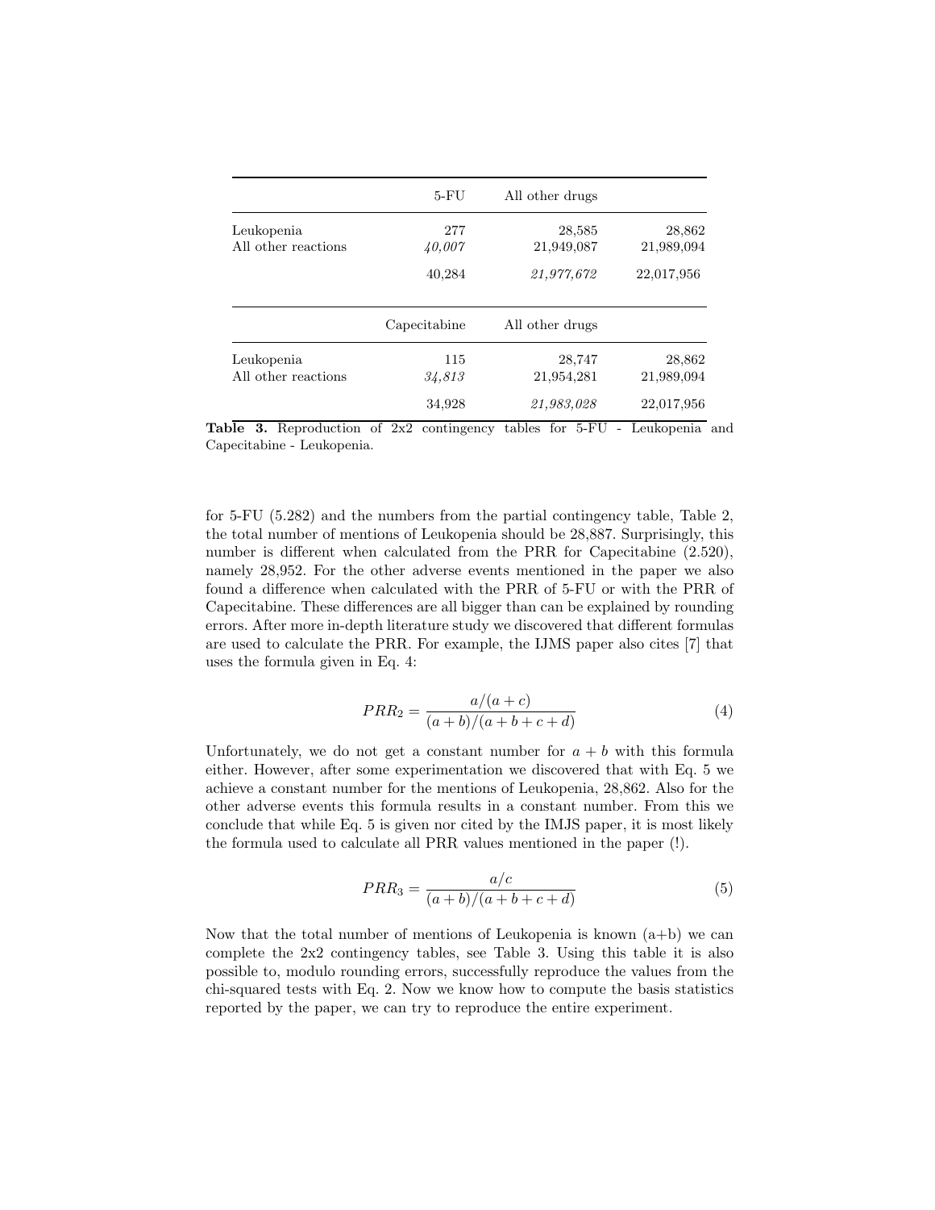|  | 5-FU | All other drugs |  |
|---|---|---|---|
| Leukopenia | 277 | 28,585 | 28,862 |
| All other reactions | *40,007* | 21,949,087 | 21,989,094 |
|  | 40,284 | *21,977,672* | 22,017,956 |

|  | Capecitabine | All other drugs |  |
|---|---|---|---|
| Leukopenia | 115 | 28,747 | 28,862 |
| All other reactions | *34,813* | 21,954,281 | 21,989,094 |
|  | 34,928 | *21,983,028* | 22,017,956 |

**Table 3.** Reproduction of 2x2 contingency tables for 5-FU - Leukopenia and Capecitabine - Leukopenia.

for 5-FU (5.282) and the numbers from the partial contingency table, Table 2, the total number of mentions of Leukopenia should be 28,887. Surprisingly, this number is different when calculated from the PRR for Capecitabine (2.520), namely 28,952. For the other adverse events mentioned in the paper we also found a difference when calculated with the PRR of 5-FU or with the PRR of Capecitabine. These differences are all bigger than can be explained by rounding errors. After more in-depth literature study we discovered that different formulas are used to calculate the PRR. For example, the IJMS paper also cites [7] that uses the formula given in Eq. 4:

$$PRR_2 = \frac{a/(a+c)}{(a+b)/(a+b+c+d)} \tag{4}$$

Unfortunately, we do not get a constant number for $a + b$ with this formula either. However, after some experimentation we discovered that with Eq. 5 we achieve a constant number for the mentions of Leukopenia, 28,862. Also for the other adverse events this formula results in a constant number. From this we conclude that while Eq. 5 is given nor cited by the IMJS paper, it is most likely the formula used to calculate all PRR values mentioned in the paper (!).

$$PRR_3 = \frac{a/c}{(a+b)/(a+b+c+d)} \tag{5}$$

Now that the total number of mentions of Leukopenia is known (a+b) we can complete the 2x2 contingency tables, see Table 3. Using this table it is also possible to, modulo rounding errors, successfully reproduce the values from the chi-squared tests with Eq. 2. Now we know how to compute the basis statistics reported by the paper, we can try to reproduce the entire experiment.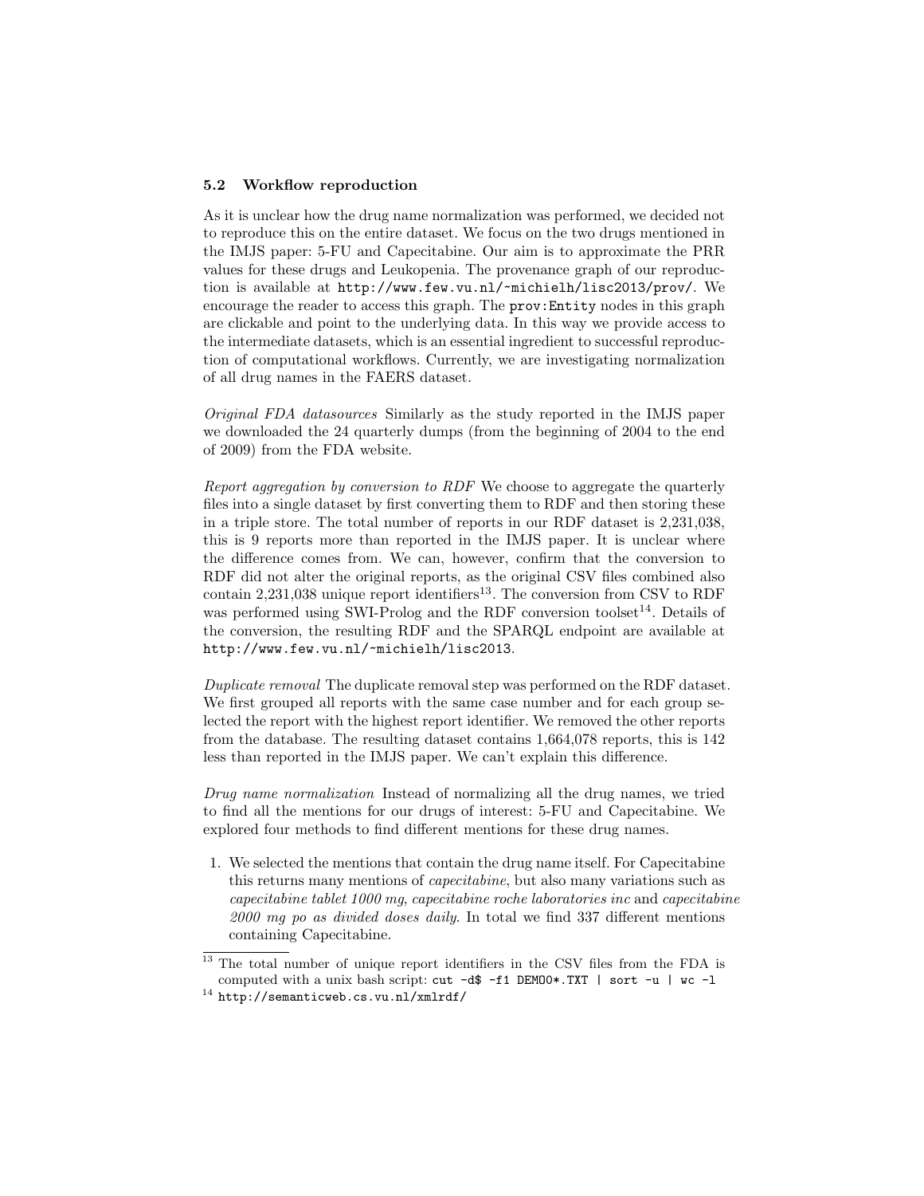### 5.2 Workflow reproduction

As it is unclear how the drug name normalization was performed, we decided not to reproduce this on the entire dataset. We focus on the two drugs mentioned in the IMJS paper: 5-FU and Capecitabine. Our aim is to approximate the PRR values for these drugs and Leukopenia. The provenance graph of our reproduction is available at `http://www.few.vu.nl/~michielh/lisc2013/prov/`. We encourage the reader to access this graph. The `prov:Entity` nodes in this graph are clickable and point to the underlying data. In this way we provide access to the intermediate datasets, which is an essential ingredient to successful reproduction of computational workflows. Currently, we are investigating normalization of all drug names in the FAERS dataset.

*Original FDA datasources* Similarly as the study reported in the IMJS paper we downloaded the 24 quarterly dumps (from the beginning of 2004 to the end of 2009) from the FDA website.

*Report aggregation by conversion to RDF* We choose to aggregate the quarterly files into a single dataset by first converting them to RDF and then storing these in a triple store. The total number of reports in our RDF dataset is 2,231,038, this is 9 reports more than reported in the IMJS paper. It is unclear where the difference comes from. We can, however, confirm that the conversion to RDF did not alter the original reports, as the original CSV files combined also contain 2,231,038 unique report identifiers[13]. The conversion from CSV to RDF was performed using SWI-Prolog and the RDF conversion toolset[14]. Details of the conversion, the resulting RDF and the SPARQL endpoint are available at `http://www.few.vu.nl/~michielh/lisc2013`.

*Duplicate removal* The duplicate removal step was performed on the RDF dataset. We first grouped all reports with the same case number and for each group selected the report with the highest report identifier. We removed the other reports from the database. The resulting dataset contains 1,664,078 reports, this is 142 less than reported in the IMJS paper. We can't explain this difference.

*Drug name normalization* Instead of normalizing all the drug names, we tried to find all the mentions for our drugs of interest: 5-FU and Capecitabine. We explored four methods to find different mentions for these drug names.

1. We selected the mentions that contain the drug name itself. For Capecitabine this returns many mentions of *capecitabine*, but also many variations such as *capecitabine tablet 1000 mg*, *capecitabine roche laboratories inc* and *capecitabine 2000 mg po as divided doses daily*. In total we find 337 different mentions containing Capecitabine.

---

[13] The total number of unique report identifiers in the CSV files from the FDA is computed with a unix bash script: `cut -d$ -f1 DEMO0*.TXT | sort -u | wc -l`

[14] `http://semanticweb.cs.vu.nl/xmlrdf/`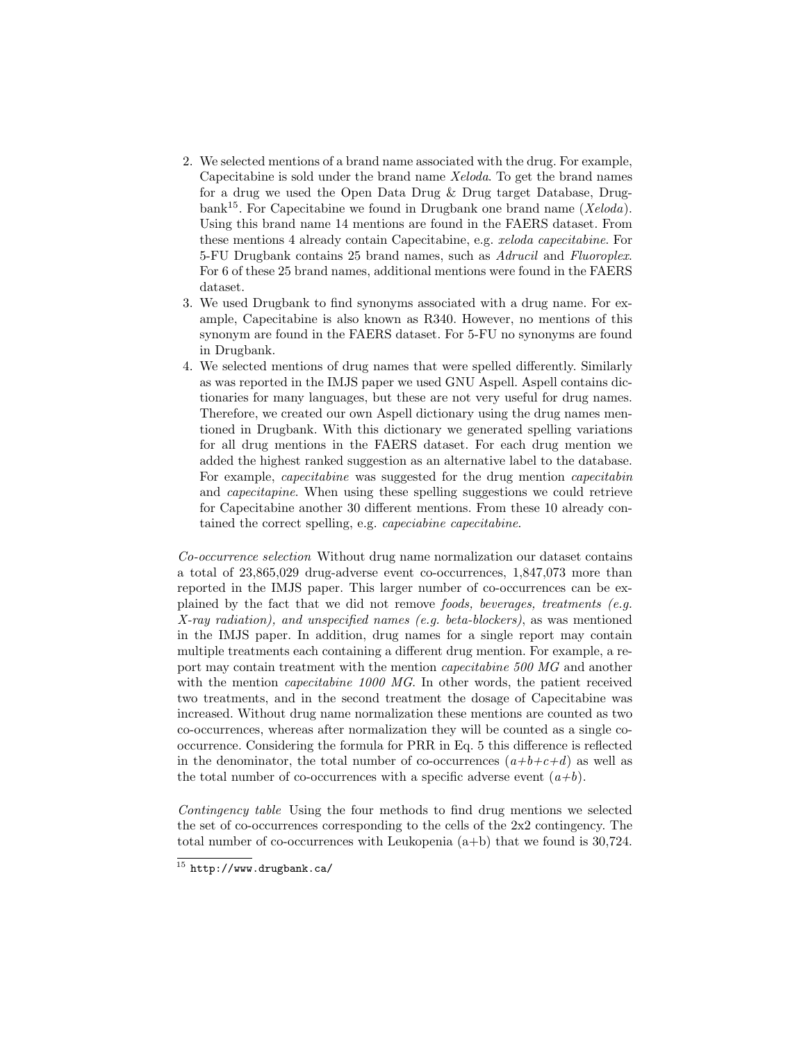2. We selected mentions of a brand name associated with the drug. For example, Capecitabine is sold under the brand name *Xeloda*. To get the brand names for a drug we used the Open Data Drug & Drug target Database, Drugbank[15]. For Capecitabine we found in Drugbank one brand name (*Xeloda*). Using this brand name 14 mentions are found in the FAERS dataset. From these mentions 4 already contain Capecitabine, e.g. *xeloda capecitabine*. For 5-FU Drugbank contains 25 brand names, such as *Adrucil* and *Fluoroplex*. For 6 of these 25 brand names, additional mentions were found in the FAERS dataset.
3. We used Drugbank to find synonyms associated with a drug name. For example, Capecitabine is also known as R340. However, no mentions of this synonym are found in the FAERS dataset. For 5-FU no synonyms are found in Drugbank.
4. We selected mentions of drug names that were spelled differently. Similarly as was reported in the IMJS paper we used GNU Aspell. Aspell contains dictionaries for many languages, but these are not very useful for drug names. Therefore, we created our own Aspell dictionary using the drug names mentioned in Drugbank. With this dictionary we generated spelling variations for all drug mentions in the FAERS dataset. For each drug mention we added the highest ranked suggestion as an alternative label to the database. For example, *capecitabine* was suggested for the drug mention *capecitabin* and *capecitapine*. When using these spelling suggestions we could retrieve for Capecitabine another 30 different mentions. From these 10 already contained the correct spelling, e.g. *capeciabine capecitabine*.

*Co-occurrence selection* Without drug name normalization our dataset contains a total of 23,865,029 drug-adverse event co-occurrences, 1,847,073 more than reported in the IMJS paper. This larger number of co-occurrences can be explained by the fact that we did not remove *foods, beverages, treatments (e.g. X-ray radiation), and unspecified names (e.g. beta-blockers)*, as was mentioned in the IMJS paper. In addition, drug names for a single report may contain multiple treatments each containing a different drug mention. For example, a report may contain treatment with the mention *capecitabine 500 MG* and another with the mention *capecitabine 1000 MG*. In other words, the patient received two treatments, and in the second treatment the dosage of Capecitabine was increased. Without drug name normalization these mentions are counted as two co-occurrences, whereas after normalization they will be counted as a single co-occurrence. Considering the formula for PRR in Eq. 5 this difference is reflected in the denominator, the total number of co-occurrences ($a+b+c+d$) as well as the total number of co-occurrences with a specific adverse event ($a+b$).

*Contingency table* Using the four methods to find drug mentions we selected the set of co-occurrences corresponding to the cells of the 2x2 contingency. The total number of co-occurrences with Leukopenia (a+b) that we found is 30,724.

[15] http://www.drugbank.ca/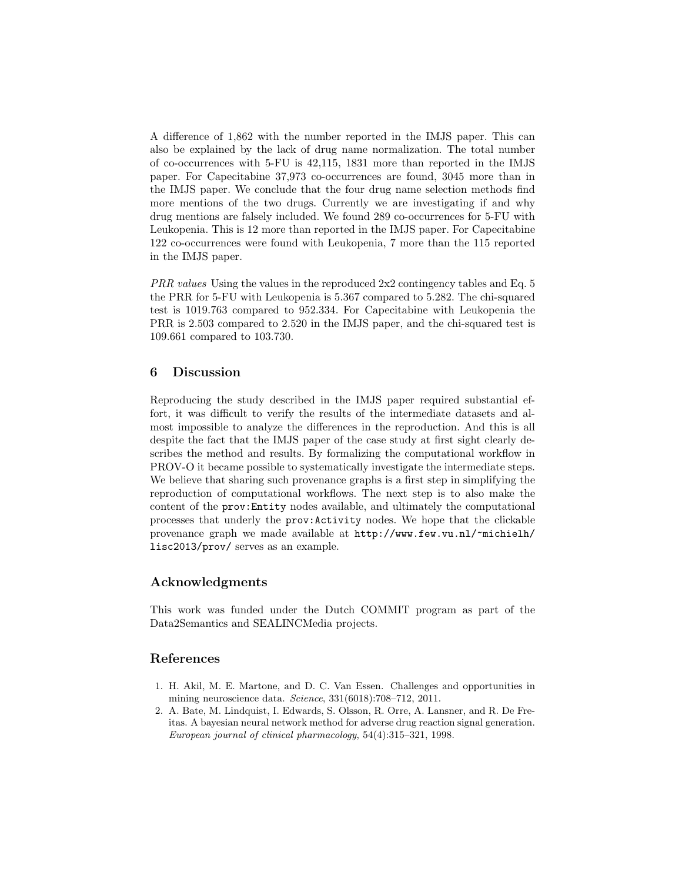A difference of 1,862 with the number reported in the IMJS paper. This can also be explained by the lack of drug name normalization. The total number of co-occurrences with 5-FU is 42,115, 1831 more than reported in the IMJS paper. For Capecitabine 37,973 co-occurrences are found, 3045 more than in the IMJS paper. We conclude that the four drug name selection methods find more mentions of the two drugs. Currently we are investigating if and why drug mentions are falsely included. We found 289 co-occurrences for 5-FU with Leukopenia. This is 12 more than reported in the IMJS paper. For Capecitabine 122 co-occurrences were found with Leukopenia, 7 more than the 115 reported in the IMJS paper.

*PRR values* Using the values in the reproduced 2x2 contingency tables and Eq. 5 the PRR for 5-FU with Leukopenia is 5.367 compared to 5.282. The chi-squared test is 1019.763 compared to 952.334. For Capecitabine with Leukopenia the PRR is 2.503 compared to 2.520 in the IMJS paper, and the chi-squared test is 109.661 compared to 103.730.

## 6 Discussion

Reproducing the study described in the IMJS paper required substantial effort, it was difficult to verify the results of the intermediate datasets and almost impossible to analyze the differences in the reproduction. And this is all despite the fact that the IMJS paper of the case study at first sight clearly describes the method and results. By formalizing the computational workflow in PROV-O it became possible to systematically investigate the intermediate steps. We believe that sharing such provenance graphs is a first step in simplifying the reproduction of computational workflows. The next step is to also make the content of the `prov:Entity` nodes available, and ultimately the computational processes that underly the `prov:Activity` nodes. We hope that the clickable provenance graph we made available at `http://www.few.vu.nl/~michielh/lisc2013/prov/` serves as an example.

## Acknowledgments

This work was funded under the Dutch COMMIT program as part of the Data2Semantics and SEALINCMedia projects.

## References

1. H. Akil, M. E. Martone, and D. C. Van Essen. Challenges and opportunities in mining neuroscience data. *Science*, 331(6018):708–712, 2011.
2. A. Bate, M. Lindquist, I. Edwards, S. Olsson, R. Orre, A. Lansner, and R. De Freitas. A bayesian neural network method for adverse drug reaction signal generation. *European journal of clinical pharmacology*, 54(4):315–321, 1998.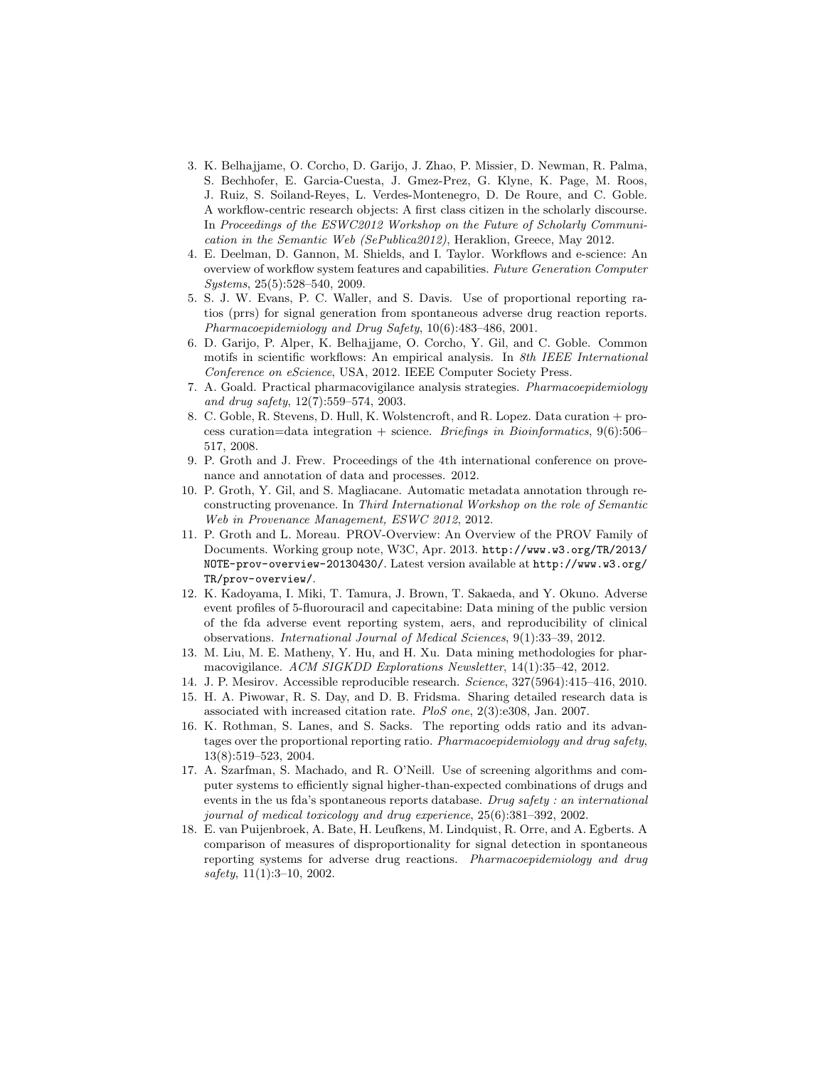3. K. Belhajjame, O. Corcho, D. Garijo, J. Zhao, P. Missier, D. Newman, R. Palma, S. Bechhofer, E. Garcia-Cuesta, J. Gmez-Prez, G. Klyne, K. Page, M. Roos, J. Ruiz, S. Soiland-Reyes, L. Verdes-Montenegro, D. De Roure, and C. Goble. A workflow-centric research objects: A first class citizen in the scholarly discourse. In *Proceedings of the ESWC2012 Workshop on the Future of Scholarly Communication in the Semantic Web (SePublica2012)*, Heraklion, Greece, May 2012.
4. E. Deelman, D. Gannon, M. Shields, and I. Taylor. Workflows and e-science: An overview of workflow system features and capabilities. *Future Generation Computer Systems*, 25(5):528–540, 2009.
5. S. J. W. Evans, P. C. Waller, and S. Davis. Use of proportional reporting ratios (prrs) for signal generation from spontaneous adverse drug reaction reports. *Pharmacoepidemiology and Drug Safety*, 10(6):483–486, 2001.
6. D. Garijo, P. Alper, K. Belhajjame, O. Corcho, Y. Gil, and C. Goble. Common motifs in scientific workflows: An empirical analysis. In *8th IEEE International Conference on eScience*, USA, 2012. IEEE Computer Society Press.
7. A. Goald. Practical pharmacovigilance analysis strategies. *Pharmacoepidemiology and drug safety*, 12(7):559–574, 2003.
8. C. Goble, R. Stevens, D. Hull, K. Wolstencroft, and R. Lopez. Data curation + process curation=data integration + science. *Briefings in Bioinformatics*, 9(6):506–517, 2008.
9. P. Groth and J. Frew. Proceedings of the 4th international conference on provenance and annotation of data and processes. 2012.
10. P. Groth, Y. Gil, and S. Magliacane. Automatic metadata annotation through reconstructing provenance. In *Third International Workshop on the role of Semantic Web in Provenance Management, ESWC 2012*, 2012.
11. P. Groth and L. Moreau. PROV-Overview: An Overview of the PROV Family of Documents. Working group note, W3C, Apr. 2013. `http://www.w3.org/TR/2013/NOTE-prov-overview-20130430/`. Latest version available at `http://www.w3.org/TR/prov-overview/`.
12. K. Kadoyama, I. Miki, T. Tamura, J. Brown, T. Sakaeda, and Y. Okuno. Adverse event profiles of 5-fluorouracil and capecitabine: Data mining of the public version of the fda adverse event reporting system, aers, and reproducibility of clinical observations. *International Journal of Medical Sciences*, 9(1):33–39, 2012.
13. M. Liu, M. E. Matheny, Y. Hu, and H. Xu. Data mining methodologies for pharmacovigilance. *ACM SIGKDD Explorations Newsletter*, 14(1):35–42, 2012.
14. J. P. Mesirov. Accessible reproducible research. *Science*, 327(5964):415–416, 2010.
15. H. A. Piwowar, R. S. Day, and D. B. Fridsma. Sharing detailed research data is associated with increased citation rate. *PloS one*, 2(3):e308, Jan. 2007.
16. K. Rothman, S. Lanes, and S. Sacks. The reporting odds ratio and its advantages over the proportional reporting ratio. *Pharmacoepidemiology and drug safety*, 13(8):519–523, 2004.
17. A. Szarfman, S. Machado, and R. O'Neill. Use of screening algorithms and computer systems to efficiently signal higher-than-expected combinations of drugs and events in the us fda's spontaneous reports database. *Drug safety : an international journal of medical toxicology and drug experience*, 25(6):381–392, 2002.
18. E. van Puijenbroek, A. Bate, H. Leufkens, M. Lindquist, R. Orre, and A. Egberts. A comparison of measures of disproportionality for signal detection in spontaneous reporting systems for adverse drug reactions. *Pharmacoepidemiology and drug safety*, 11(1):3–10, 2002.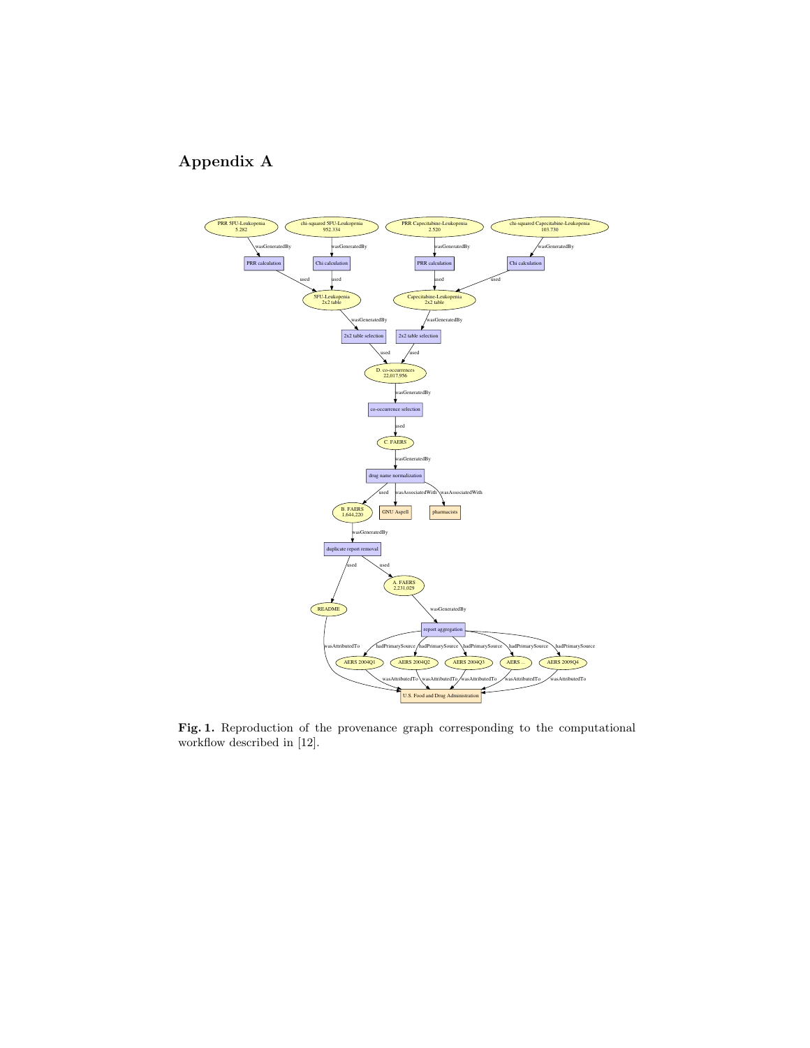# Appendix A

PRR 5FU-Leukopenia
5.282

chi-squared 5FU-Leukopenia
952.334

PRR Capecitabine-Leukopenia
2.520

chi-squared Capecitabine-Leukopenia
103.730

wasGeneratedBy

PRR calculation

Chi calculation

PRR calculation

Chi calculation

used

5FU-Leukopenia
2x2 table

Capecitabine-Leukopenia
2x2 table

wasGeneratedBy

2x2 table selection

2x2 table selection

used

D. co-occurrences
22,017,956

wasGeneratedBy

co-occurrence selection

used

C. FAERS

wasGeneratedBy

drug name normalization

used

wasAssociatedWith

wasAssociatedWith

B. FAERS
1,644,220

GNU Aspell

pharmacists

wasGeneratedBy

duplicate report removal

used

used

A. FAERS
2,231,029

README

wasGeneratedBy

report aggregation

wasAttributedTo

hadPrimarySource

AERS 2004Q1

AERS 2004Q2

AERS 2004Q3

AERS ...

AERS 2009Q4

wasAttributedTo

U.S. Food and Drug Administration

**Fig. 1.** Reproduction of the provenance graph corresponding to the computational workflow described in [12].